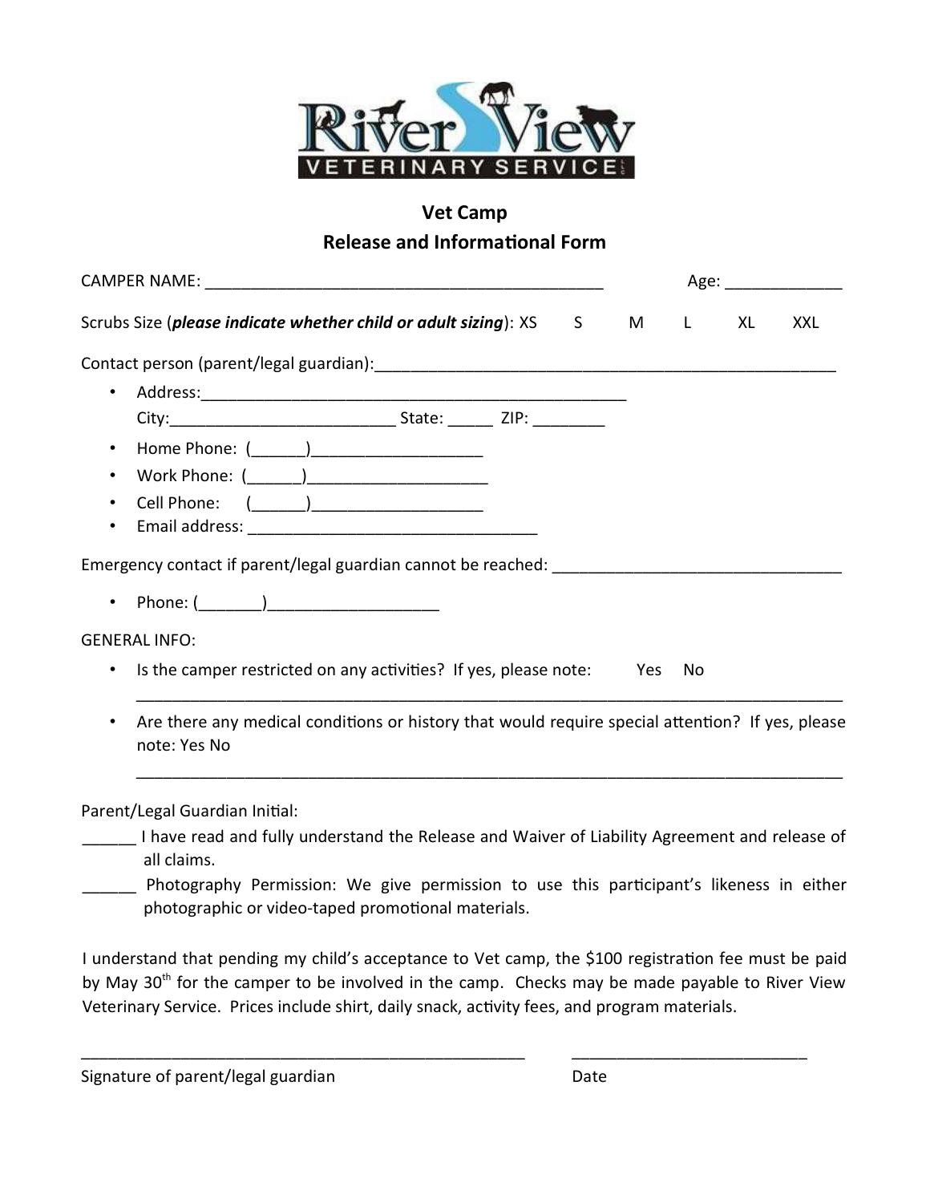River View
VETERINARY SERVICE

# Vet Camp
## Release and Informational Form

CAMPER NAME: _____________________________________________ Age: _____________

Scrubs Size (***please indicate whether child or adult sizing***): XS S M L XL XXL

Contact person (parent/legal guardian):_____________________________________________________

- Address:_________________________________________________
  City:_________________________ State: _____ ZIP: ________
- Home Phone: (______)___________________
- Work Phone: (______)____________________
- Cell Phone: (______)___________________
- Email address: _________________________________

Emergency contact if parent/legal guardian cannot be reached: ________________________________

- Phone: (_______)___________________

GENERAL INFO:

- Is the camper restricted on any activities? If yes, please note: Yes No
  ________________________________________________________________________________
- Are there any medical conditions or history that would require special attention? If yes, please note: Yes No
  ________________________________________________________________________________

Parent/Legal Guardian Initial:

______ I have read and fully understand the Release and Waiver of Liability Agreement and release of all claims.

______ Photography Permission: We give permission to use this participant's likeness in either photographic or video-taped promotional materials.

I understand that pending my child's acceptance to Vet camp, the $100 registration fee must be paid by May 30th for the camper to be involved in the camp. Checks may be made payable to River View Veterinary Service. Prices include shirt, daily snack, activity fees, and program materials.

__________________________________________________ ___________________________

Signature of parent/legal guardian Date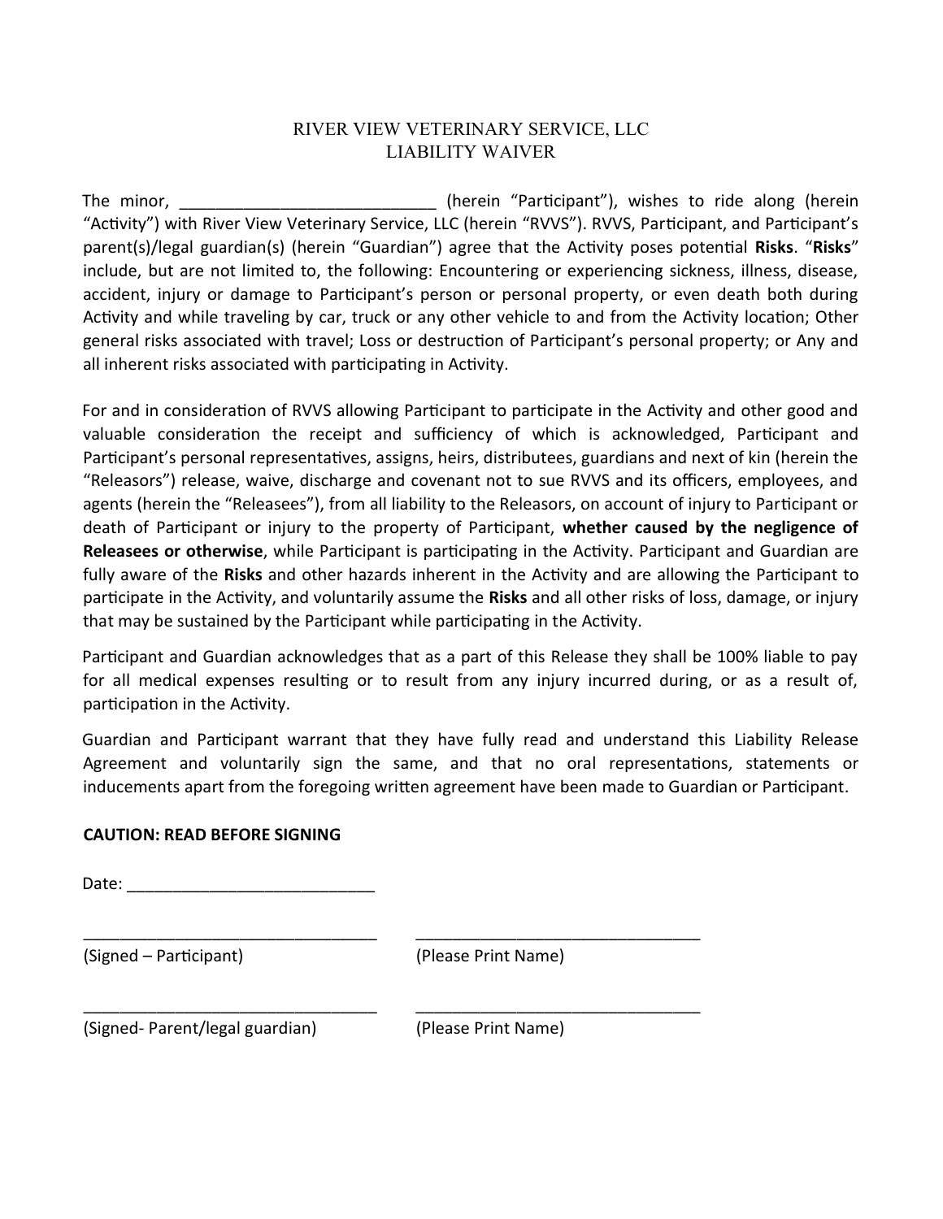RIVER VIEW VETERINARY SERVICE, LLC
LIABILITY WAIVER

The minor, ____________________________ (herein "Participant"), wishes to ride along (herein "Activity") with River View Veterinary Service, LLC (herein "RVVS"). RVVS, Participant, and Participant's parent(s)/legal guardian(s) (herein "Guardian") agree that the Activity poses potential **Risks**. "**Risks**" include, but are not limited to, the following: Encountering or experiencing sickness, illness, disease, accident, injury or damage to Participant's person or personal property, or even death both during Activity and while traveling by car, truck or any other vehicle to and from the Activity location; Other general risks associated with travel; Loss or destruction of Participant's personal property; or Any and all inherent risks associated with participating in Activity.

For and in consideration of RVVS allowing Participant to participate in the Activity and other good and valuable consideration the receipt and sufficiency of which is acknowledged, Participant and Participant's personal representatives, assigns, heirs, distributees, guardians and next of kin (herein the "Releasors") release, waive, discharge and covenant not to sue RVVS and its officers, employees, and agents (herein the "Releasees"), from all liability to the Releasors, on account of injury to Participant or death of Participant or injury to the property of Participant, **whether caused by the negligence of Releasees or otherwise**, while Participant is participating in the Activity. Participant and Guardian are fully aware of the **Risks** and other hazards inherent in the Activity and are allowing the Participant to participate in the Activity, and voluntarily assume the **Risks** and all other risks of loss, damage, or injury that may be sustained by the Participant while participating in the Activity.

Participant and Guardian acknowledges that as a part of this Release they shall be 100% liable to pay for all medical expenses resulting or to result from any injury incurred during, or as a result of, participation in the Activity.

Guardian and Participant warrant that they have fully read and understand this Liability Release Agreement and voluntarily sign the same, and that no oral representations, statements or inducements apart from the foregoing written agreement have been made to Guardian or Participant.

**CAUTION: READ BEFORE SIGNING**

Date: ___________________________

_________________________________ _______________________________
(Signed – Participant) (Please Print Name)

_________________________________ _______________________________
(Signed- Parent/legal guardian) (Please Print Name)